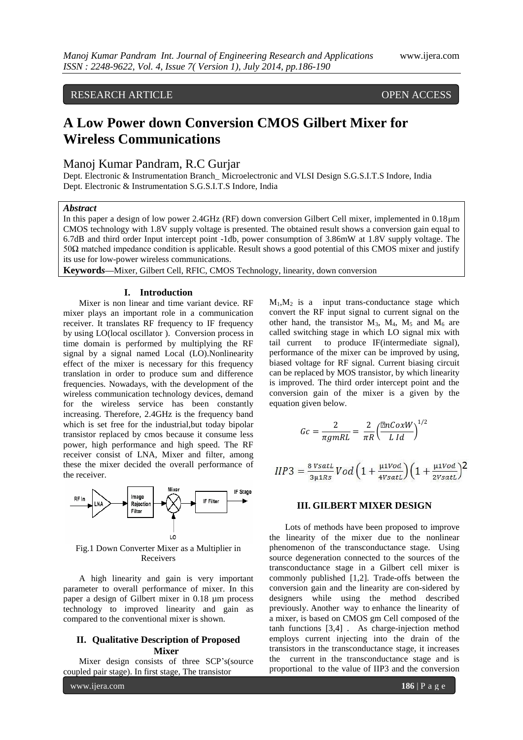RESEARCH ARTICLE OPEN ACCESS

# A Low Power down Conversion CMOS Gilbert Mixer for Wireless Communications

Manoj Kumar Pandram, R.C Gurjar

Dept. Electronic & Instrumentation Branch_ Microelectronic and VLSI Design S.G.S.I.T.S Indore, India
Dept. Electronic & Instrumentation S.G.S.I.T.S Indore, India

***Abstract***

In this paper a design of low power 2.4GHz (RF) down conversion Gilbert Cell mixer, implemented in 0.18µm CMOS technology with 1.8V supply voltage is presented. The obtained result shows a conversion gain equal to 6.7dB and third order Input intercept point -1db, power consumption of 3.86mW at 1.8V supply voltage. The 50Ω matched impedance condition is applicable. Result shows a good potential of this CMOS mixer and justify its use for low-power wireless communications.

**Keywords—**Mixer, Gilbert Cell, RFIC, CMOS Technology, linearity, down conversion

## I. Introduction

Mixer is non linear and time variant device. RF mixer plays an important role in a communication receiver. It translates RF frequency to IF frequency by using LO(local oscillator ). Conversion process in time domain is performed by multiplying the RF signal by a signal named Local (LO).Nonlinearity effect of the mixer is necessary for this frequency translation in order to produce sum and difference frequencies. Nowadays, with the development of the wireless communication technology devices, demand for the wireless service has been constantly increasing. Therefore, 2.4GHz is the frequency band which is set free for the industrial,but today bipolar transistor replaced by cmos because it consume less power, high performance and high speed. The RF receiver consist of LNA, Mixer and filter, among these the mixer decided the overall performance of the receiver.

Fig.1 Down Converter Mixer as a Multiplier in Receivers

A high linearity and gain is very important parameter to overall performance of mixer. In this paper a design of Gilbert mixer in 0.18 µm process technology to improved linearity and gain as compared to the conventional mixer is shown.

## II. Qualitative Description of Proposed Mixer

Mixer design consists of three SCP's(source coupled pair stage). In first stage, The transistor $M_1$,$M_2$ is a input trans-conductance stage which convert the RF input signal to current signal on the other hand, the transistor $M_3$, $M_4$, $M_5$ and $M_6$ are called switching stage in which LO signal mix with tail current to produce IF(intermediate signal), performance of the mixer can be improved by using, biased voltage for RF signal. Current biasing circuit can be replaced by MOS transistor, by which linearity is improved. The third order intercept point and the conversion gain of the mixer is a given by the equation given below.

$$Gc = \frac{2}{\pi gmRL} = \frac{2}{\pi R}\left(\frac{\mu nCoxW}{L\,Id}\right)^{1/2}$$

$$IIP3 = \frac{8\,VsatL}{3\mu 1Rs}Vod\left(1+\frac{\mu 1Vod}{4VsatL}\right)\left(1+\frac{\mu 1Vod}{2VsatL}\right)^{2}$$

## III. GILBERT MIXER DESIGN

Lots of methods have been proposed to improve the linearity of the mixer due to the nonlinear phenomenon of the transconductance stage. Using source degeneration connected to the sources of the transconductance stage in a Gilbert cell mixer is commonly published [1,2]. Trade-offs between the conversion gain and the linearity are con-sidered by designers while using the method described previously. Another way to enhance the linearity of a mixer, is based on CMOS gm Cell composed of the tanh functions [3,4] . As charge-injection method employs current injecting into the drain of the transistors in the transconductance stage, it increases the current in the transconductance stage and is proportional to the value of IIP3 and the conversion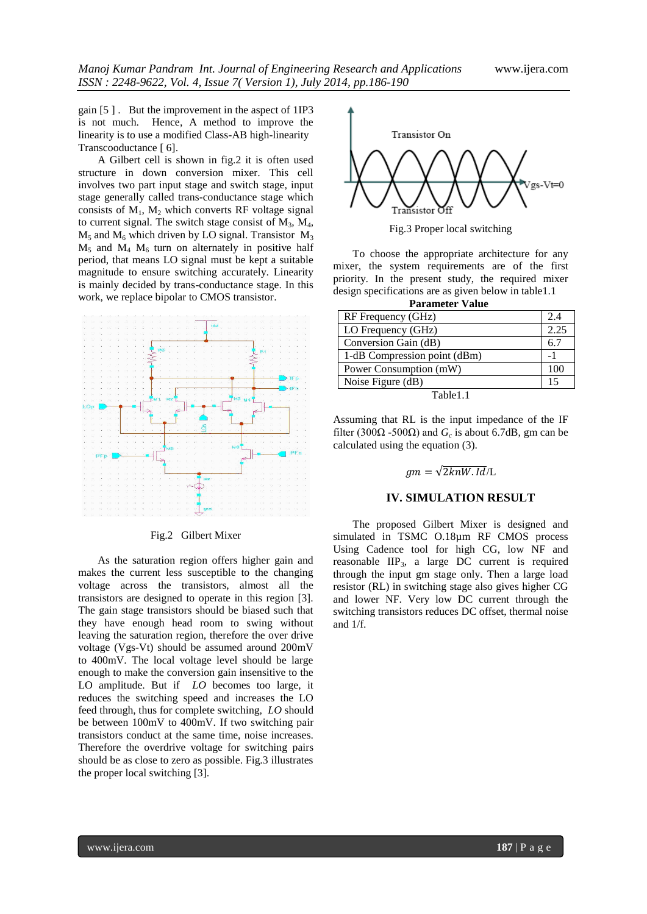gain [5 ] . But the improvement in the aspect of 1IP3 is not much. Hence, A method to improve the linearity is to use a modified Class-AB high-linearity Transcooductance [ 6].

A Gilbert cell is shown in fig.2 it is often used structure in down conversion mixer. This cell involves two part input stage and switch stage, input stage generally called trans-conductance stage which consists of $M_1$, $M_2$ which converts RF voltage signal to current signal. The switch stage consist of $M_3$, $M_4$, $M_5$ and $M_6$ which driven by LO signal. Transistor $M_3$ $M_5$ and $M_4$ $M_6$ turn on alternately in positive half period, that means LO signal must be kept a suitable magnitude to ensure switching accurately. Linearity is mainly decided by trans-conductance stage. In this work, we replace bipolar to CMOS transistor.

Fig.2 Gilbert Mixer

As the saturation region offers higher gain and makes the current less susceptible to the changing voltage across the transistors, almost all the transistors are designed to operate in this region [3]. The gain stage transistors should be biased such that they have enough head room to swing without leaving the saturation region, therefore the over drive voltage (Vgs-Vt) should be assumed around 200mV to 400mV. The local voltage level should be large enough to make the conversion gain insensitive to the LO amplitude. But if *LO* becomes too large, it reduces the switching speed and increases the LO feed through, thus for complete switching, *LO* should be between 100mV to 400mV. If two switching pair transistors conduct at the same time, noise increases. Therefore the overdrive voltage for switching pairs should be as close to zero as possible. Fig.3 illustrates the proper local switching [3].

Fig.3 Proper local switching

To choose the appropriate architecture for any mixer, the system requirements are of the first priority. In the present study, the required mixer design specifications are as given below in table1.1

| Parameter | Value |
|---|---|
| RF Frequency (GHz) | 2.4 |
| LO Frequency (GHz) | 2.25 |
| Conversion Gain (dB) | 6.7 |
| 1-dB Compression point (dBm) | -1 |
| Power Consumption (mW) | 100 |
| Noise Figure (dB) | 15 |

Table1.1

Assuming that RL is the input impedance of the IF filter (300Ω -500Ω) and $G_c$ is about 6.7dB, gm can be calculated using the equation (3).

$$gm = \sqrt{2knW.Id}/\text{L}$$

## IV. SIMULATION RESULT

The proposed Gilbert Mixer is designed and simulated in TSMC O.18μm RF CMOS process Using Cadence tool for high CG, low NF and reasonable $IIP_3$, a large DC current is required through the input gm stage only. Then a large load resistor (RL) in switching stage also gives higher CG and lower NF. Very low DC current through the switching transistors reduces DC offset, thermal noise and 1/f.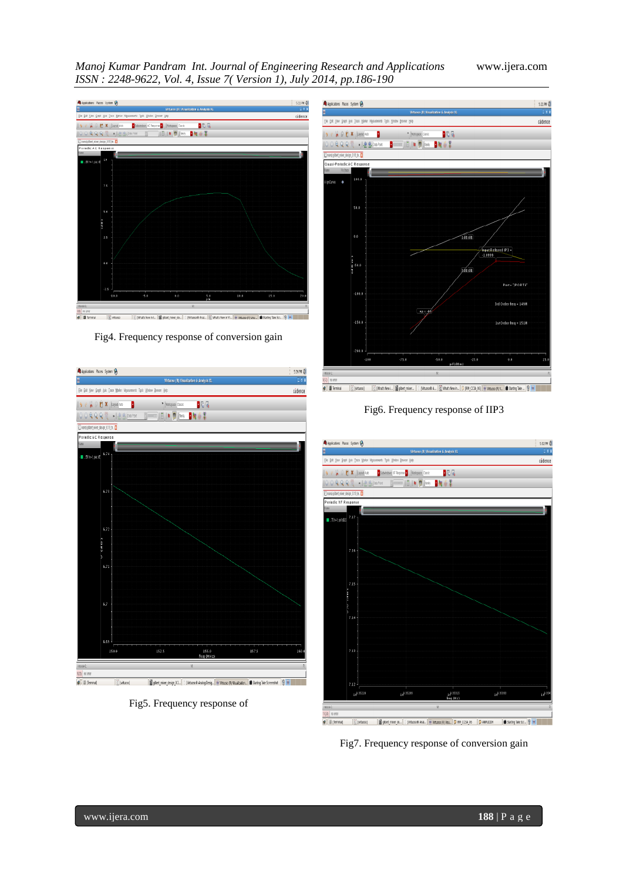Fig4. Frequency response of conversion gain

Fig5. Frequency response of

Fig6. Frequency response of IIP3

Fig7. Frequency response of conversion gain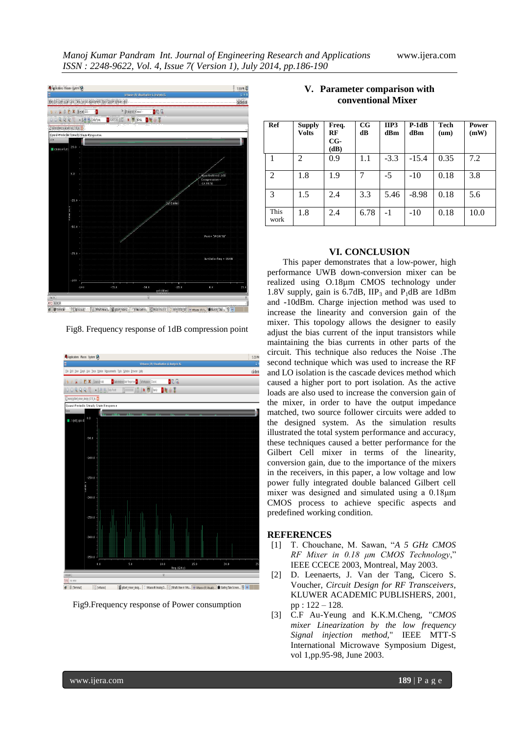Fig8. Frequency response of 1dB compression point

Fig9.Frequency response of Power consumption

## V. Parameter comparison with conventional Mixer

| Ref | Supply Volts | Freq. RF CG- (dB) | CG dB | IIP3 dBm | P-1dB dBm | Tech (um) | Power (mW) |
|---|---|---|---|---|---|---|---|
| 1 | 2 | 0.9 | 1.1 | -3.3 | -15.4 | 0.35 | 7.2 |
| 2 | 1.8 | 1.9 | 7 | -5 | -10 | 0.18 | 3.8 |
| 3 | 1.5 | 2.4 | 3.3 | 5.46 | -8.98 | 0.18 | 5.6 |
| This work | 1.8 | 2.4 | 6.78 | -1 | -10 | 0.18 | 10.0 |

## VI. CONCLUSION

This paper demonstrates that a low-power, high performance UWB down-conversion mixer can be realized using O.18µm CMOS technology under 1.8V supply, gain is 6.7dB, $IIP_3$ and $P_1dB$ are 1dBm and -10dBm. Charge injection method was used to increase the linearity and conversion gain of the mixer. This topology allows the designer to easily adjust the bias current of the input transistors while maintaining the bias currents in other parts of the circuit. This technique also reduces the Noise .The second technique which was used to increase the RF and LO isolation is the cascade devices method which caused a higher port to port isolation. As the active loads are also used to increase the conversion gain of the mixer, in order to have the output impedance matched, two source follower circuits were added to the designed system. As the simulation results illustrated the total system performance and accuracy, these techniques caused a better performance for the Gilbert Cell mixer in terms of the linearity, conversion gain, due to the importance of the mixers in the receivers, in this paper, a low voltage and low power fully integrated double balanced Gilbert cell mixer was designed and simulated using a 0.18µm CMOS process to achieve specific aspects and predefined working condition.

## REFERENCES

[1] T. Chouchane, M. Sawan, "*A 5 GHz CMOS RF Mixer in 0.18 µm CMOS Technology*," IEEE CCECE 2003, Montreal, May 2003.

[2] D. Leenaerts, J. Van der Tang, Cicero S. Voucher, *Circuit Design for RF Transceivers*, KLUWER ACADEMIC PUBLISHERS, 2001, pp : 122 – 128.

[3] C.F Au-Yeung and K.K.M.Cheng, "*CMOS mixer Linearization by the low frequency Signal injection method*," IEEE MTT-S International Microwave Symposium Digest, vol 1,pp.95-98, June 2003.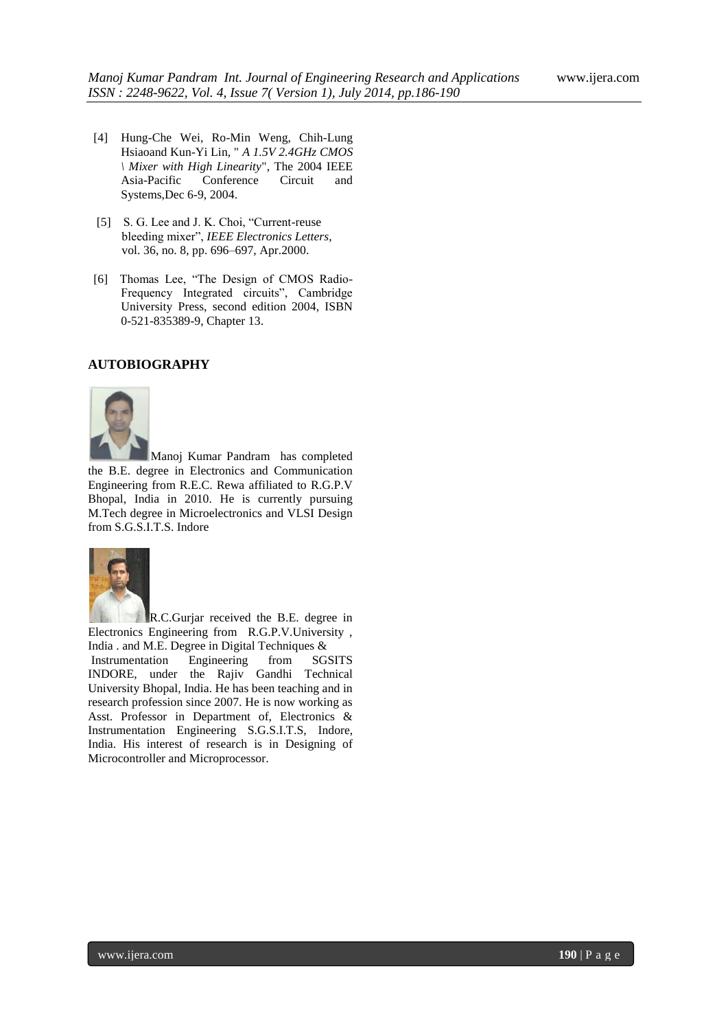[4] Hung-Che Wei, Ro-Min Weng, Chih-Lung Hsiaoand Kun-Yi Lin, " *A 1.5V 2.4GHz CMOS \ Mixer with High Linearity*", The 2004 IEEE Asia-Pacific Conference Circuit and Systems,Dec 6-9, 2004.

[5] S. G. Lee and J. K. Choi, "Current-reuse bleeding mixer", *IEEE Electronics Letters*, vol. 36, no. 8, pp. 696–697, Apr.2000.

[6] Thomas Lee, "The Design of CMOS Radio-Frequency Integrated circuits", Cambridge University Press, second edition 2004, ISBN 0-521-835389-9, Chapter 13.

## AUTOBIOGRAPHY

Manoj Kumar Pandram has completed the B.E. degree in Electronics and Communication Engineering from R.E.C. Rewa affiliated to R.G.P.V Bhopal, India in 2010. He is currently pursuing M.Tech degree in Microelectronics and VLSI Design from S.G.S.I.T.S. Indore

R.C.Gurjar received the B.E. degree in Electronics Engineering from R.G.P.V.University , India . and M.E. Degree in Digital Techniques & Instrumentation Engineering from SGSITS INDORE, under the Rajiv Gandhi Technical University Bhopal, India. He has been teaching and in research profession since 2007. He is now working as Asst. Professor in Department of, Electronics & Instrumentation Engineering S.G.S.I.T.S, Indore, India. His interest of research is in Designing of Microcontroller and Microprocessor.